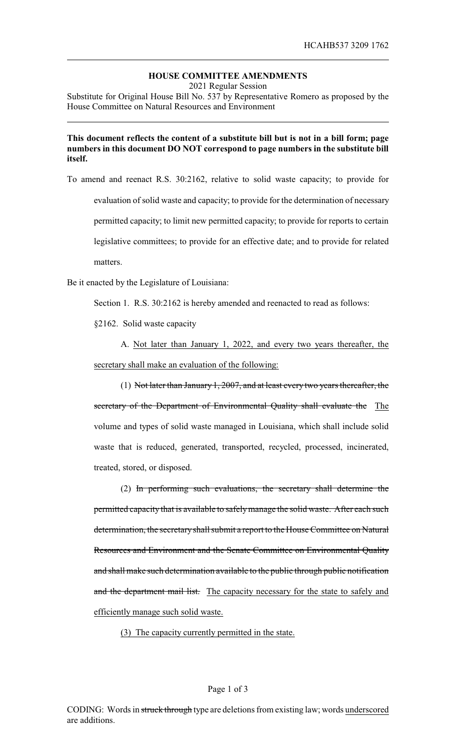HCAHB537 3209 1762

**HOUSE COMMITTEE AMENDMENTS**

2021 Regular Session

Substitute for Original House Bill No. 537 by Representative Romero as proposed by the House Committee on Natural Resources and Environment

**This document reflects the content of a substitute bill but is not in a bill form; page numbers in this document DO NOT correspond to page numbers in the substitute bill itself.**

To amend and reenact R.S. 30:2162, relative to solid waste capacity; to provide for evaluation of solid waste and capacity; to provide for the determination of necessary permitted capacity; to limit new permitted capacity; to provide for reports to certain legislative committees; to provide for an effective date; and to provide for related matters.

Be it enacted by the Legislature of Louisiana:

Section 1. R.S. 30:2162 is hereby amended and reenacted to read as follows:

§2162. Solid waste capacity

A. <u>Not later than January 1, 2022, and every two years thereafter, the secretary shall make an evaluation of the following:</u>

(1) ~~Not later than January 1, 2007, and at least every two years thereafter, the secretary of the Department of Environmental Quality shall evaluate the~~ <u>The</u> volume and types of solid waste managed in Louisiana, which shall include solid waste that is reduced, generated, transported, recycled, processed, incinerated, treated, stored, or disposed.

(2) ~~In performing such evaluations, the secretary shall determine the permitted capacity that is available to safely manage the solid waste. After each such determination, the secretary shall submit a report to the House Committee on Natural Resources and Environment and the Senate Committee on Environmental Quality and shall make such determination available to the public through public notification and the department mail list.~~ <u>The capacity necessary for the state to safely and efficiently manage such solid waste.</u>

<u>(3) The capacity currently permitted in the state.</u>

CODING: Words in ~~struck through~~ type are deletions from existing law; words <u>underscored</u> are additions.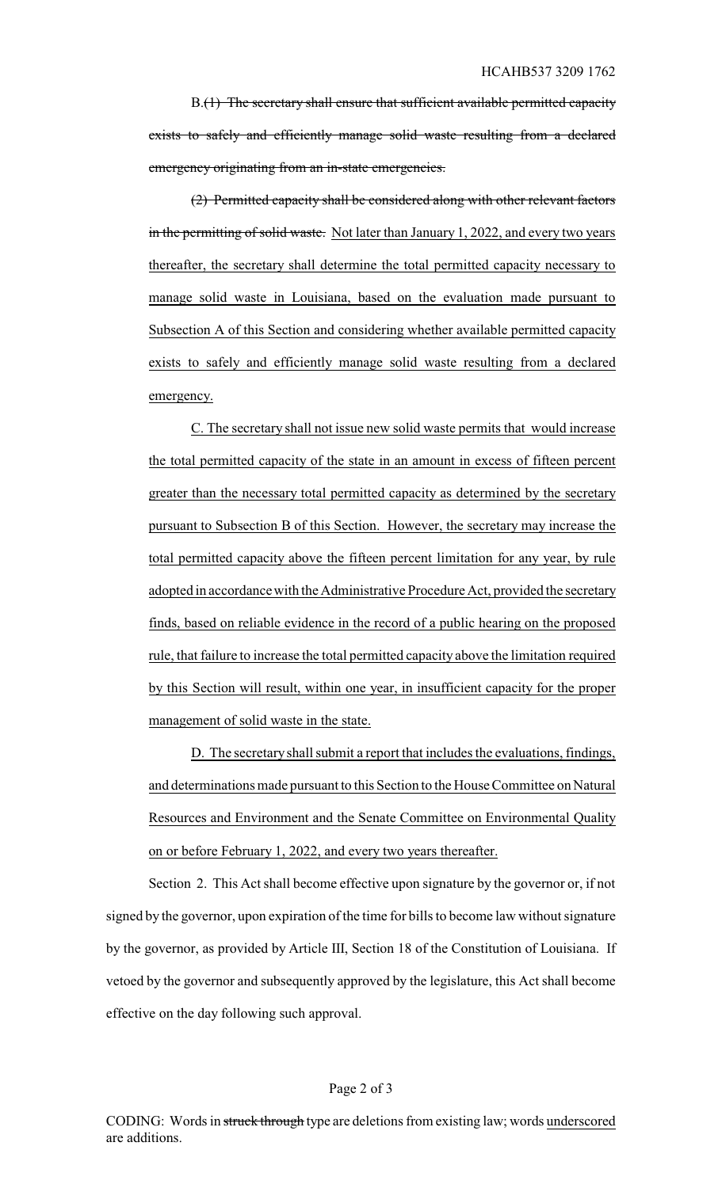B.~~(1) The secretary shall ensure that sufficient available permitted capacity exists to safely and efficiently manage solid waste resulting from a declared emergency originating from an in-state emergencies.~~

~~(2) Permitted capacity shall be considered along with other relevant factors in the permitting of solid waste.~~ Not later than January 1, 2022, and every two years thereafter, the secretary shall determine the total permitted capacity necessary to manage solid waste in Louisiana, based on the evaluation made pursuant to Subsection A of this Section and considering whether available permitted capacity exists to safely and efficiently manage solid waste resulting from a declared emergency.

C. The secretary shall not issue new solid waste permits that would increase the total permitted capacity of the state in an amount in excess of fifteen percent greater than the necessary total permitted capacity as determined by the secretary pursuant to Subsection B of this Section. However, the secretary may increase the total permitted capacity above the fifteen percent limitation for any year, by rule adopted in accordance with the Administrative Procedure Act, provided the secretary finds, based on reliable evidence in the record of a public hearing on the proposed rule, that failure to increase the total permitted capacity above the limitation required by this Section will result, within one year, in insufficient capacity for the proper management of solid waste in the state.

D. The secretary shall submit a report that includes the evaluations, findings, and determinations made pursuant to this Section to the House Committee on Natural Resources and Environment and the Senate Committee on Environmental Quality on or before February 1, 2022, and every two years thereafter.

Section 2. This Act shall become effective upon signature by the governor or, if not signed by the governor, upon expiration of the time for bills to become law without signature by the governor, as provided by Article III, Section 18 of the Constitution of Louisiana. If vetoed by the governor and subsequently approved by the legislature, this Act shall become effective on the day following such approval.

CODING: Words in ~~struck through~~ type are deletions from existing law; words underscored are additions.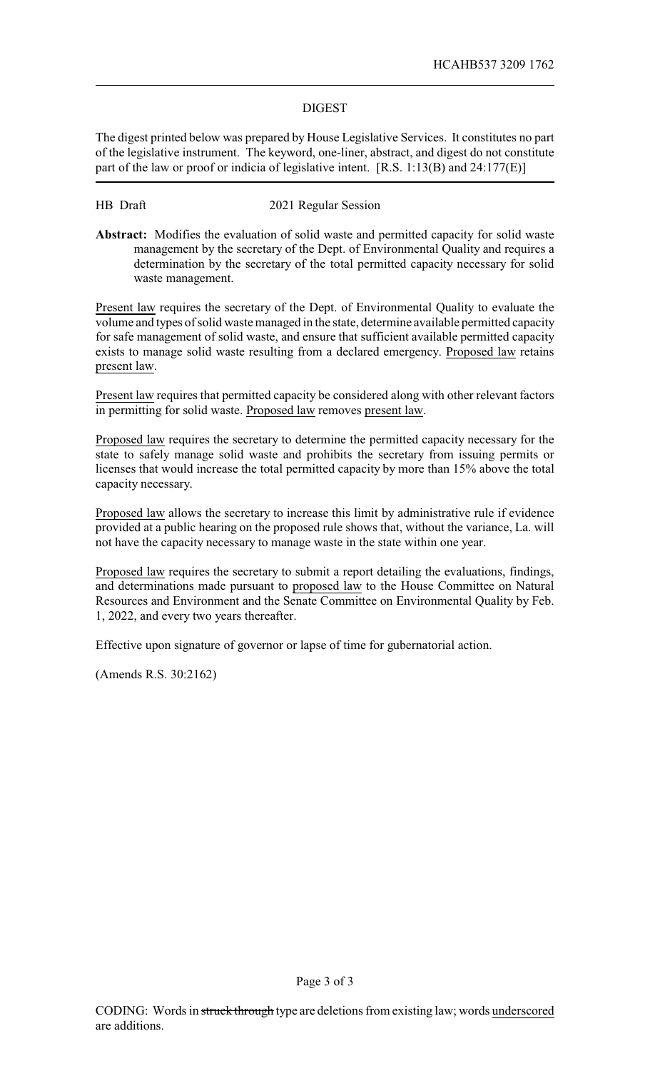# DIGEST

The digest printed below was prepared by House Legislative Services. It constitutes no part of the legislative instrument. The keyword, one-liner, abstract, and digest do not constitute part of the law or proof or indicia of legislative intent. [R.S. 1:13(B) and 24:177(E)]

HB Draft 2021 Regular Session

**Abstract:** Modifies the evaluation of solid waste and permitted capacity for solid waste management by the secretary of the Dept. of Environmental Quality and requires a determination by the secretary of the total permitted capacity necessary for solid waste management.

Present law requires the secretary of the Dept. of Environmental Quality to evaluate the volume and types of solid waste managed in the state, determine available permitted capacity for safe management of solid waste, and ensure that sufficient available permitted capacity exists to manage solid waste resulting from a declared emergency. Proposed law retains present law.

Present law requires that permitted capacity be considered along with other relevant factors in permitting for solid waste. Proposed law removes present law.

Proposed law requires the secretary to determine the permitted capacity necessary for the state to safely manage solid waste and prohibits the secretary from issuing permits or licenses that would increase the total permitted capacity by more than 15% above the total capacity necessary.

Proposed law allows the secretary to increase this limit by administrative rule if evidence provided at a public hearing on the proposed rule shows that, without the variance, La. will not have the capacity necessary to manage waste in the state within one year.

Proposed law requires the secretary to submit a report detailing the evaluations, findings, and determinations made pursuant to proposed law to the House Committee on Natural Resources and Environment and the Senate Committee on Environmental Quality by Feb. 1, 2022, and every two years thereafter.

Effective upon signature of governor or lapse of time for gubernatorial action.

(Amends R.S. 30:2162)